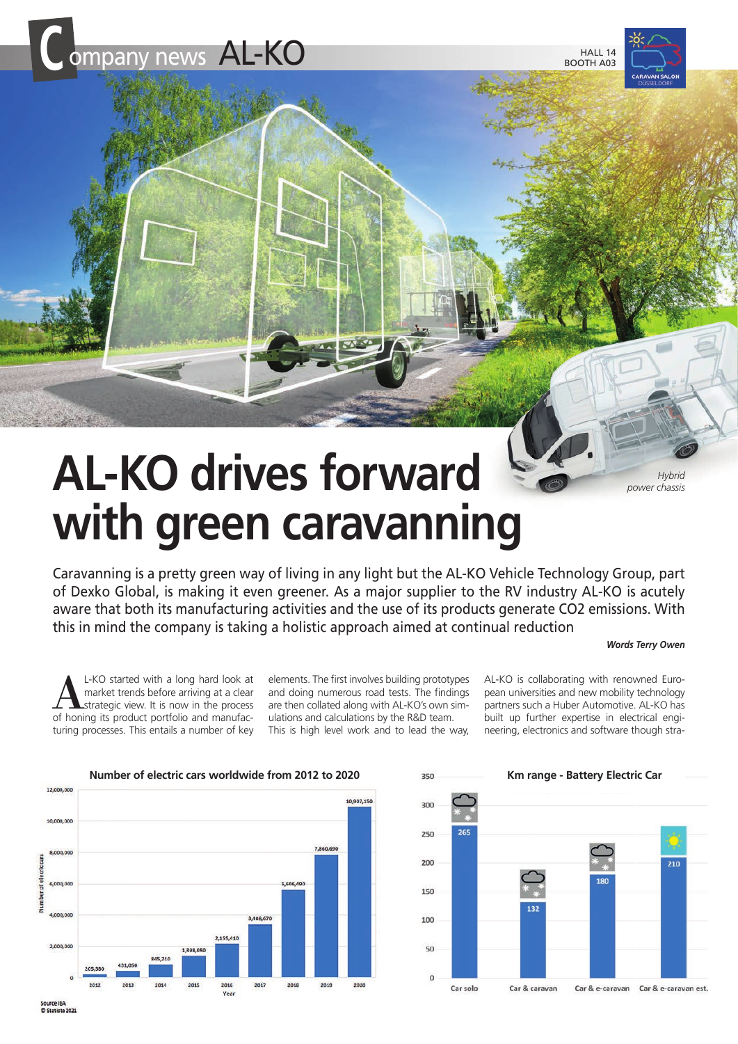# AL-KO drives forward with green caravanning

*Hybrid power chassis*

Caravanning is a pretty green way of living in any light but the AL-KO Vehicle Technology Group, part of Dexko Global, is making it even greener. As a major supplier to the RV industry AL-KO is acutely aware that both its manufacturing activities and the use of its products generate CO2 emissions. With this in mind the company is taking a holistic approach aimed at continual reduction

***Words Terry Owen***

AL-KO started with a long hard look at market trends before arriving at a clear strategic view. It is now in the process of honing its product portfolio and manufacturing processes. This entails a number of key elements. The first involves building prototypes and doing numerous road tests. The findings are then collated along with AL-KO's own simulations and calculations by the R&D team. This is high level work and to lead the way, AL-KO is collaborating with renowned European universities and new mobility technology partners such a Huber Automotive. AL-KO has built up further expertise in electrical engineering, electronics and software though stra-

**Number of electric cars worldwide from 2012 to 2020**

| Year | Number of electric cars |
|---|---|
| 2012 | 265,380 |
| 2013 | 431,050 |
| 2014 | 845,210 |
| 2015 | 1,308,650 |
| 2016 | 2,155,410 |
| 2017 | 3,408,670 |
| 2018 | 5,606,400 |
| 2019 | 7,860,690 |
| 2020 | 10,907,150 |

Source IEA
© Statista 2021

**Km range - Battery Electric Car**

| | Km range |
|---|---|
| Car solo | 265 |
| Car & caravan | 132 |
| Car & e-caravan | 180 |
| Car & e-caravan est. | 210 |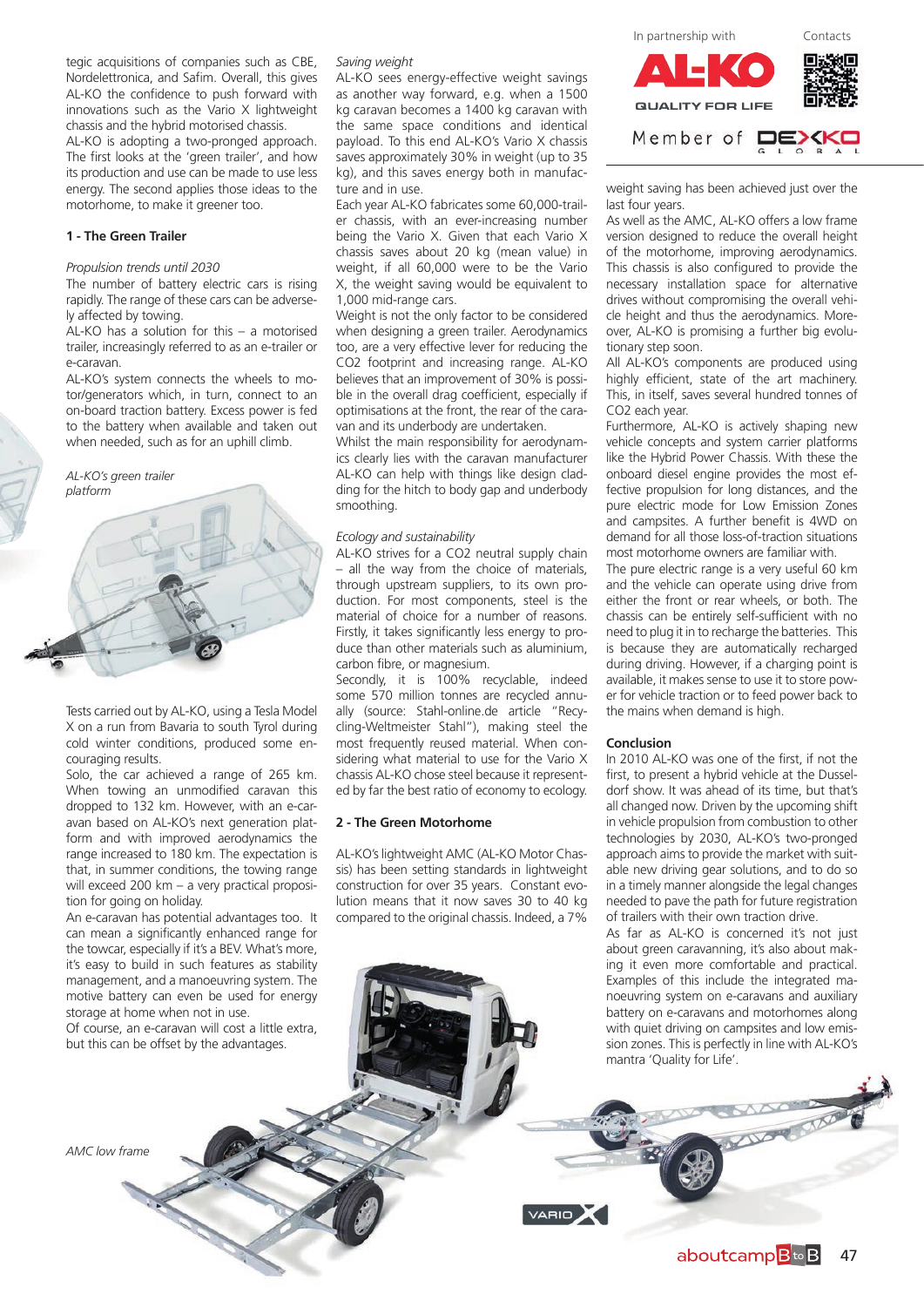tegic acquisitions of companies such as CBE, Nordelettronica, and Safim. Overall, this gives AL-KO the confidence to push forward with innovations such as the Vario X lightweight chassis and the hybrid motorised chassis.

AL-KO is adopting a two-pronged approach. The first looks at the 'green trailer', and how its production and use can be made to use less energy. The second applies those ideas to the motorhome, to make it greener too.

**1 - The Green Trailer**

*Propulsion trends until 2030*

The number of battery electric cars is rising rapidly. The range of these cars can be adversely affected by towing.

AL-KO has a solution for this – a motorised trailer, increasingly referred to as an e-trailer or e-caravan.

AL-KO's system connects the wheels to motor/generators which, in turn, connect to an on-board traction battery. Excess power is fed to the battery when available and taken out when needed, such as for an uphill climb.

*AL-KO's green trailer platform*

Tests carried out by AL-KO, using a Tesla Model X on a run from Bavaria to south Tyrol during cold winter conditions, produced some encouraging results.

Solo, the car achieved a range of 265 km. When towing an unmodified caravan this dropped to 132 km. However, with an e-caravan based on AL-KO's next generation platform and with improved aerodynamics the range increased to 180 km. The expectation is that, in summer conditions, the towing range will exceed 200 km – a very practical proposition for going on holiday.

An e-caravan has potential advantages too. It can mean a significantly enhanced range for the towcar, especially if it's a BEV. What's more, it's easy to build in such features as stability management, and a manoeuvring system. The motive battery can even be used for energy storage at home when not in use.

Of course, an e-caravan will cost a little extra, but this can be offset by the advantages.

*AMC low frame*

*Saving weight*

AL-KO sees energy-effective weight savings as another way forward, e.g. when a 1500 kg caravan becomes a 1400 kg caravan with the same space conditions and identical payload. To this end AL-KO's Vario X chassis saves approximately 30% in weight (up to 35 kg), and this saves energy both in manufacture and in use.

Each year AL-KO fabricates some 60,000-trailer chassis, with an ever-increasing number being the Vario X. Given that each Vario X chassis saves about 20 kg (mean value) in weight, if all 60,000 were to be the Vario X, the weight saving would be equivalent to 1,000 mid-range cars.

Weight is not the only factor to be considered when designing a green trailer. Aerodynamics too, are a very effective lever for reducing the $CO_2$ footprint and increasing range. AL-KO believes that an improvement of 30% is possible in the overall drag coefficient, especially if optimisations at the front, the rear of the caravan and its underbody are undertaken.

Whilst the main responsibility for aerodynamics clearly lies with the caravan manufacturer AL-KO can help with things like design cladding for the hitch to body gap and underbody smoothing.

*Ecology and sustainability*

AL-KO strives for a $CO_2$ neutral supply chain – all the way from the choice of materials, through upstream suppliers, to its own production. For most components, steel is the material of choice for a number of reasons. Firstly, it takes significantly less energy to produce than other materials such as aluminium, carbon fibre, or magnesium.

Secondly, it is 100% recyclable, indeed some 570 million tonnes are recycled annually (source: Stahl-online.de article "Recycling-Weltmeister Stahl"), making steel the most frequently reused material. When considering what material to use for the Vario X chassis AL-KO chose steel because it represented by far the best ratio of economy to ecology.

**2 - The Green Motorhome**

AL-KO's lightweight AMC (AL-KO Motor Chassis) has been setting standards in lightweight construction for over 35 years. Constant evolution means that it now saves 30 to 40 kg compared to the original chassis. Indeed, a 7% weight saving has been achieved just over the last four years.

As well as the AMC, AL-KO offers a low frame version designed to reduce the overall height of the motorhome, improving aerodynamics. This chassis is also configured to provide the necessary installation space for alternative drives without compromising the overall vehicle height and thus the aerodynamics. Moreover, AL-KO is promising a further big evolutionary step soon.

All AL-KO's components are produced using highly efficient, state of the art machinery. This, in itself, saves several hundred tonnes of $CO_2$ each year.

Furthermore, AL-KO is actively shaping new vehicle concepts and system carrier platforms like the Hybrid Power Chassis. With these the onboard diesel engine provides the most effective propulsion for long distances, and the pure electric mode for Low Emission Zones and campsites. A further benefit is 4WD on demand for all those loss-of-traction situations most motorhome owners are familiar with.

The pure electric range is a very useful 60 km and the vehicle can operate using drive from either the front or rear wheels, or both. The chassis can be entirely self-sufficient with no need to plug it in to recharge the batteries. This is because they are automatically recharged during driving. However, if a charging point is available, it makes sense to use it to store power for vehicle traction or to feed power back to the mains when demand is high.

**Conclusion**

In 2010 AL-KO was one of the first, if not the first, to present a hybrid vehicle at the Dusseldorf show. It was ahead of its time, but that's all changed now. Driven by the upcoming shift in vehicle propulsion from combustion to other technologies by 2030, AL-KO's two-pronged approach aims to provide the market with suitable new driving gear solutions, and to do so in a timely manner alongside the legal changes needed to pave the path for future registration of trailers with their own traction drive.

As far as AL-KO is concerned it's not just about green caravanning, it's also about making it even more comfortable and practical. Examples of this include the integrated manoeuvring system on e-caravans and auxiliary battery on e-caravans and motorhomes along with quiet driving on campsites and low emission zones. This is perfectly in line with AL-KO's mantra 'Quality for Life'.